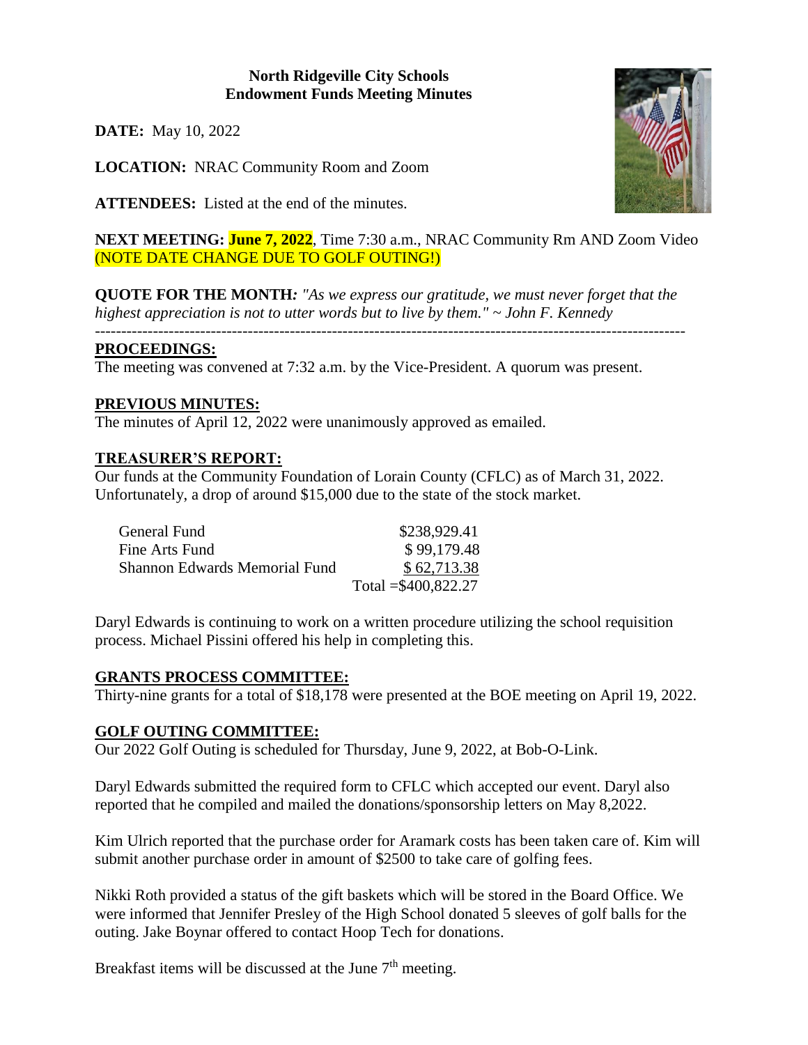**North Ridgeville City Schools**
**Endowment Funds Meeting Minutes**

**DATE:** May 10, 2022

**LOCATION:** NRAC Community Room and Zoom

**ATTENDEES:** Listed at the end of the minutes.

**NEXT MEETING:** **June 7, 2022**, Time 7:30 a.m., NRAC Community Rm AND Zoom Video (NOTE DATE CHANGE DUE TO GOLF OUTING!)

**QUOTE FOR THE MONTH:** *"As we express our gratitude, we must never forget that the highest appreciation is not to utter words but to live by them." ~ John F. Kennedy*

---

**PROCEEDINGS:**

The meeting was convened at 7:32 a.m. by the Vice-President. A quorum was present.

**PREVIOUS MINUTES:**

The minutes of April 12, 2022 were unanimously approved as emailed.

**TREASURER'S REPORT:**

Our funds at the Community Foundation of Lorain County (CFLC) as of March 31, 2022. Unfortunately, a drop of around $15,000 due to the state of the stock market.

| | |
|---|---|
| General Fund | $238,929.41 |
| Fine Arts Fund | $ 99,179.48 |
| Shannon Edwards Memorial Fund | $ 62,713.38 |
| | Total =$400,822.27 |

Daryl Edwards is continuing to work on a written procedure utilizing the school requisition process. Michael Pissini offered his help in completing this.

**GRANTS PROCESS COMMITTEE:**

Thirty-nine grants for a total of $18,178 were presented at the BOE meeting on April 19, 2022.

**GOLF OUTING COMMITTEE:**

Our 2022 Golf Outing is scheduled for Thursday, June 9, 2022, at Bob-O-Link.

Daryl Edwards submitted the required form to CFLC which accepted our event. Daryl also reported that he compiled and mailed the donations/sponsorship letters on May 8,2022.

Kim Ulrich reported that the purchase order for Aramark costs has been taken care of. Kim will submit another purchase order in amount of $2500 to take care of golfing fees.

Nikki Roth provided a status of the gift baskets which will be stored in the Board Office. We were informed that Jennifer Presley of the High School donated 5 sleeves of golf balls for the outing. Jake Boynar offered to contact Hoop Tech for donations.

Breakfast items will be discussed at the June 7th meeting.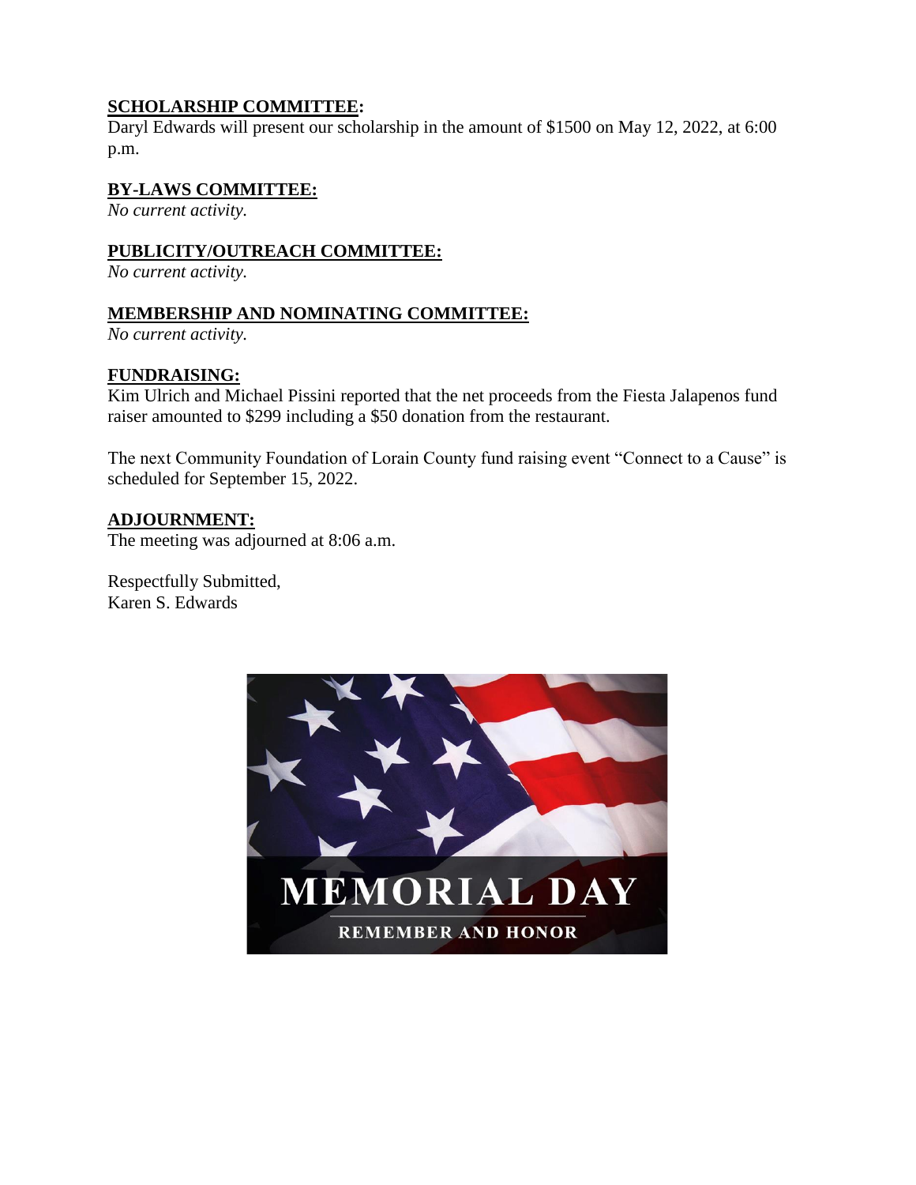**SCHOLARSHIP COMMITTEE:**
Daryl Edwards will present our scholarship in the amount of $1500 on May 12, 2022, at 6:00 p.m.

**BY-LAWS COMMITTEE:**
*No current activity.*

**PUBLICITY/OUTREACH COMMITTEE:**
*No current activity.*

**MEMBERSHIP AND NOMINATING COMMITTEE:**
*No current activity.*

**FUNDRAISING:**
Kim Ulrich and Michael Pissini reported that the net proceeds from the Fiesta Jalapenos fund raiser amounted to $299 including a $50 donation from the restaurant.

The next Community Foundation of Lorain County fund raising event "Connect to a Cause" is scheduled for September 15, 2022.

**ADJOURNMENT:**
The meeting was adjourned at 8:06 a.m.

Respectfully Submitted,
Karen S. Edwards

MEMORIAL DAY

REMEMBER AND HONOR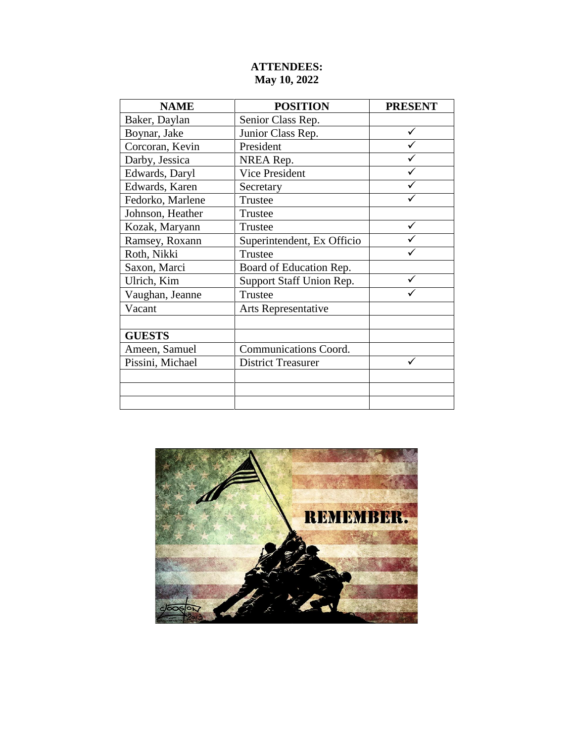**ATTENDEES:**
**May 10, 2022**

| NAME | POSITION | PRESENT |
|---|---|---|
| Baker, Daylan | Senior Class Rep. | |
| Boynar, Jake | Junior Class Rep. | ✓ |
| Corcoran, Kevin | President | ✓ |
| Darby, Jessica | NREA Rep. | ✓ |
| Edwards, Daryl | Vice President | ✓ |
| Edwards, Karen | Secretary | ✓ |
| Fedorko, Marlene | Trustee | ✓ |
| Johnson, Heather | Trustee | |
| Kozak, Maryann | Trustee | ✓ |
| Ramsey, Roxann | Superintendent, Ex Officio | ✓ |
| Roth, Nikki | Trustee | ✓ |
| Saxon, Marci | Board of Education Rep. | |
| Ulrich, Kim | Support Staff Union Rep. | ✓ |
| Vaughan, Jeanne | Trustee | ✓ |
| Vacant | Arts Representative | |
| | | |
| **GUESTS** | | |
| Ameen, Samuel | Communications Coord. | |
| Pissini, Michael | District Treasurer | ✓ |
| | | |
| | | |
| | | |